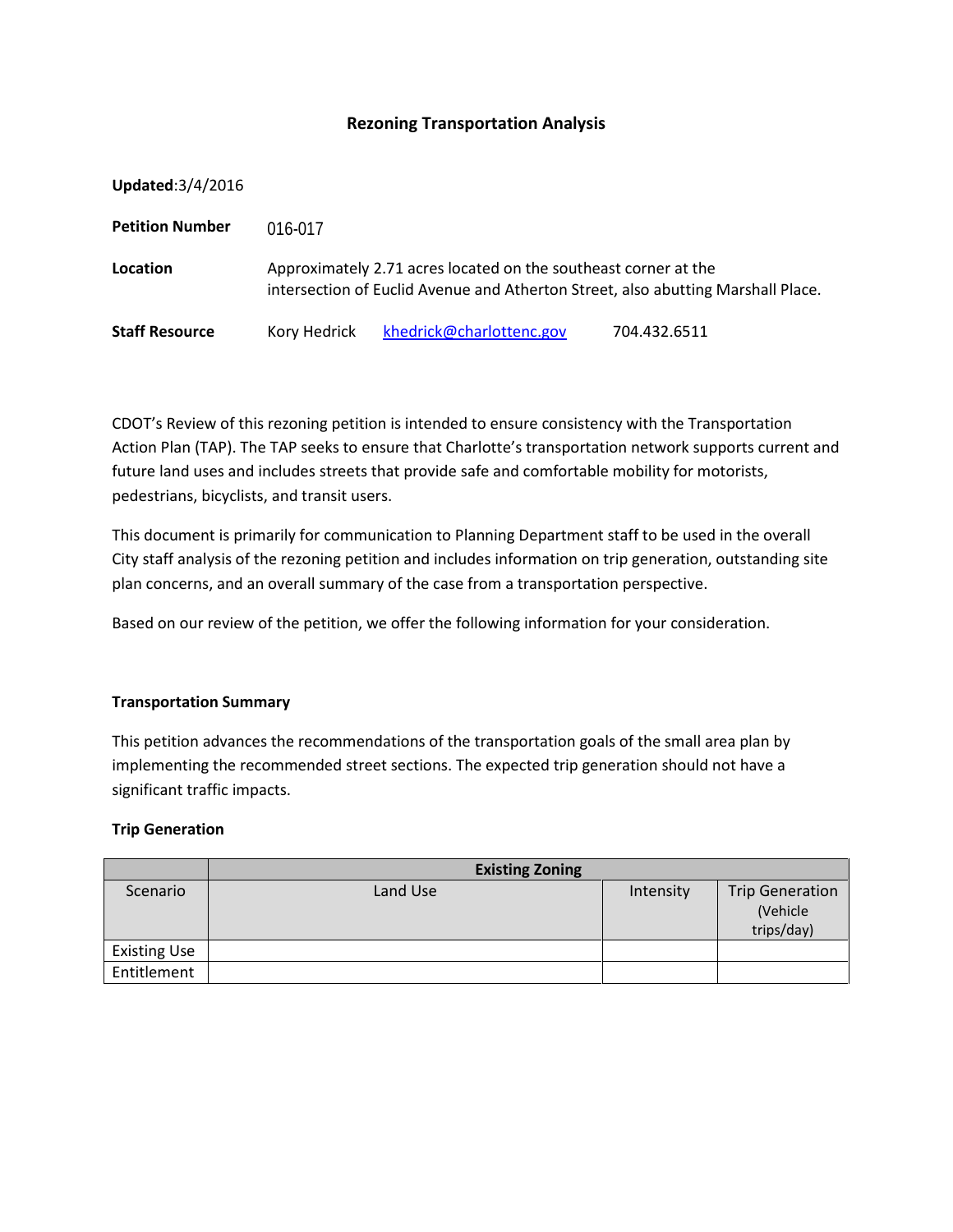## Rezoning Transportation Analysis

**Updated**:3/4/2016

**Petition Number** 016-017

**Location** Approximately 2.71 acres located on the southeast corner at the intersection of Euclid Avenue and Atherton Street, also abutting Marshall Place.

**Staff Resource** Kory Hedrick khedrick@charlottenc.gov 704.432.6511

CDOT's Review of this rezoning petition is intended to ensure consistency with the Transportation Action Plan (TAP). The TAP seeks to ensure that Charlotte's transportation network supports current and future land uses and includes streets that provide safe and comfortable mobility for motorists, pedestrians, bicyclists, and transit users.

This document is primarily for communication to Planning Department staff to be used in the overall City staff analysis of the rezoning petition and includes information on trip generation, outstanding site plan concerns, and an overall summary of the case from a transportation perspective.

Based on our review of the petition, we offer the following information for your consideration.

### Transportation Summary

This petition advances the recommendations of the transportation goals of the small area plan by implementing the recommended street sections. The expected trip generation should not have a significant traffic impacts.

### Trip Generation

| | Existing Zoning | | |
|---|---|---|---|
| Scenario | Land Use | Intensity | Trip Generation (Vehicle trips/day) |
| Existing Use | | | |
| Entitlement | | | |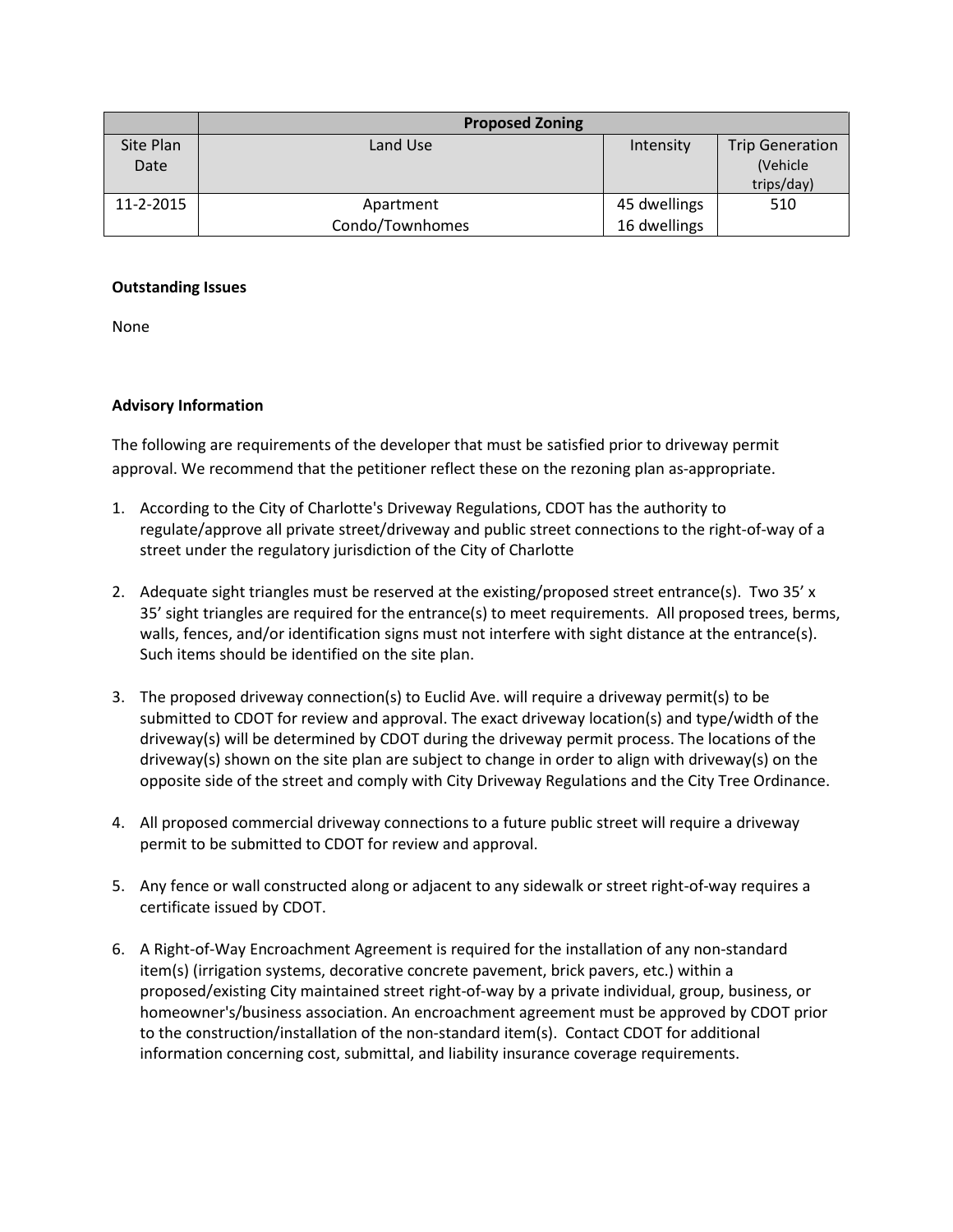| | Proposed Zoning | | |
|---|---|---|---|
| Site Plan Date | Land Use | Intensity | Trip Generation (Vehicle trips/day) |
| 11-2-2015 | Apartment<br>Condo/Townhomes | 45 dwellings<br>16 dwellings | 510 |

**Outstanding Issues**

None

**Advisory Information**

The following are requirements of the developer that must be satisfied prior to driveway permit approval. We recommend that the petitioner reflect these on the rezoning plan as-appropriate.

1. According to the City of Charlotte's Driveway Regulations, CDOT has the authority to regulate/approve all private street/driveway and public street connections to the right-of-way of a street under the regulatory jurisdiction of the City of Charlotte

2. Adequate sight triangles must be reserved at the existing/proposed street entrance(s). Two 35' x 35' sight triangles are required for the entrance(s) to meet requirements. All proposed trees, berms, walls, fences, and/or identification signs must not interfere with sight distance at the entrance(s). Such items should be identified on the site plan.

3. The proposed driveway connection(s) to Euclid Ave. will require a driveway permit(s) to be submitted to CDOT for review and approval. The exact driveway location(s) and type/width of the driveway(s) will be determined by CDOT during the driveway permit process. The locations of the driveway(s) shown on the site plan are subject to change in order to align with driveway(s) on the opposite side of the street and comply with City Driveway Regulations and the City Tree Ordinance.

4. All proposed commercial driveway connections to a future public street will require a driveway permit to be submitted to CDOT for review and approval.

5. Any fence or wall constructed along or adjacent to any sidewalk or street right-of-way requires a certificate issued by CDOT.

6. A Right-of-Way Encroachment Agreement is required for the installation of any non-standard item(s) (irrigation systems, decorative concrete pavement, brick pavers, etc.) within a proposed/existing City maintained street right-of-way by a private individual, group, business, or homeowner's/business association. An encroachment agreement must be approved by CDOT prior to the construction/installation of the non-standard item(s). Contact CDOT for additional information concerning cost, submittal, and liability insurance coverage requirements.